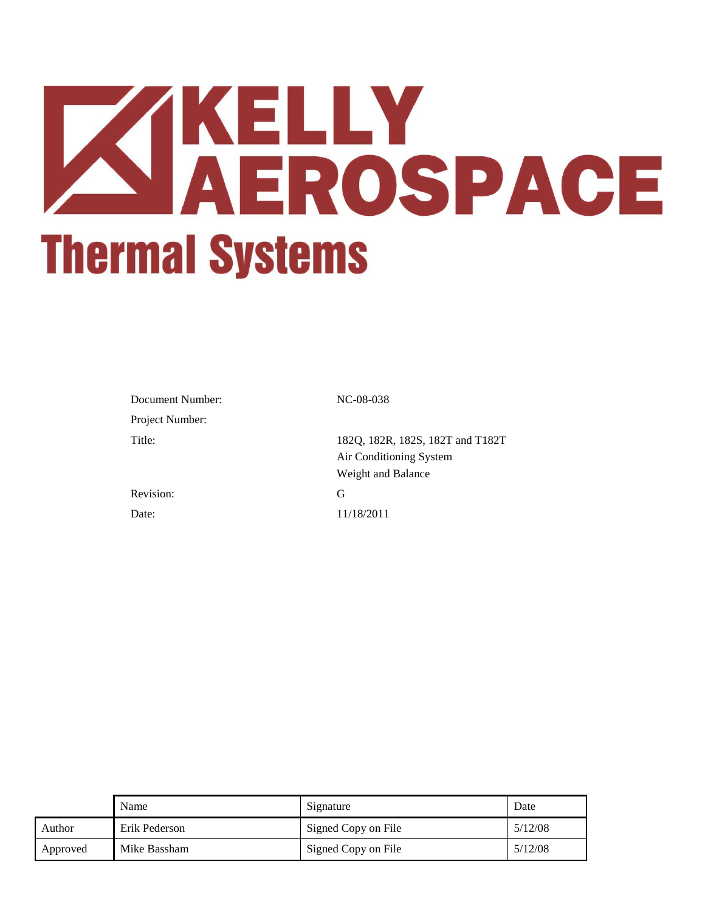# KELLY AEROSPACE

## Thermal Systems

| | |
|---|---|
| Document Number: | NC-08-038 |
| Project Number: | |
| Title: | 182Q, 182R, 182S, 182T and T182T<br>Air Conditioning System<br>Weight and Balance |
| Revision: | G |
| Date: | 11/18/2011 |

| | Name | Signature | Date |
|---|---|---|---|
| Author | Erik Pederson | Signed Copy on File | 5/12/08 |
| Approved | Mike Bassham | Signed Copy on File | 5/12/08 |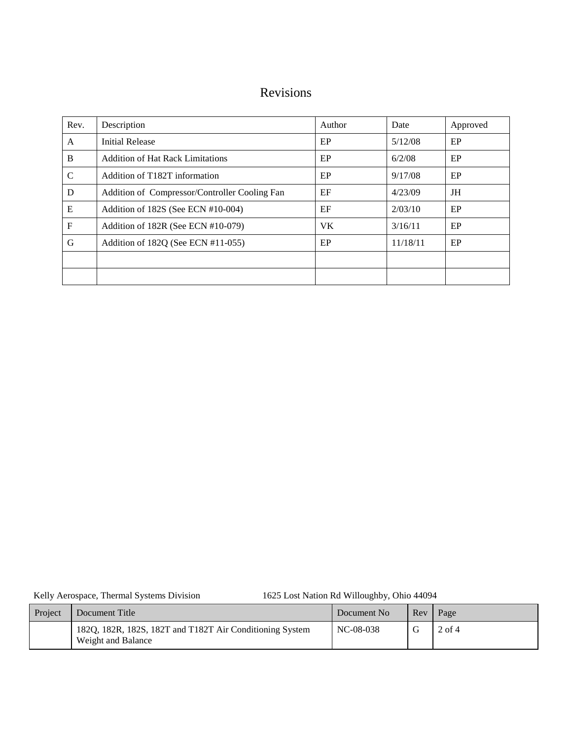# Revisions

| Rev. | Description | Author | Date | Approved |
|---|---|---|---|---|
| A | Initial Release | EP | 5/12/08 | EP |
| B | Addition of Hat Rack Limitations | EP | 6/2/08 | EP |
| C | Addition of T182T information | EP | 9/17/08 | EP |
| D | Addition of Compressor/Controller Cooling Fan | EF | 4/23/09 | JH |
| E | Addition of 182S (See ECN #10-004) | EF | 2/03/10 | EP |
| F | Addition of 182R (See ECN #10-079) | VK | 3/16/11 | EP |
| G | Addition of 182Q (See ECN #11-055) | EP | 11/18/11 | EP |
| | | | | |
| | | | | |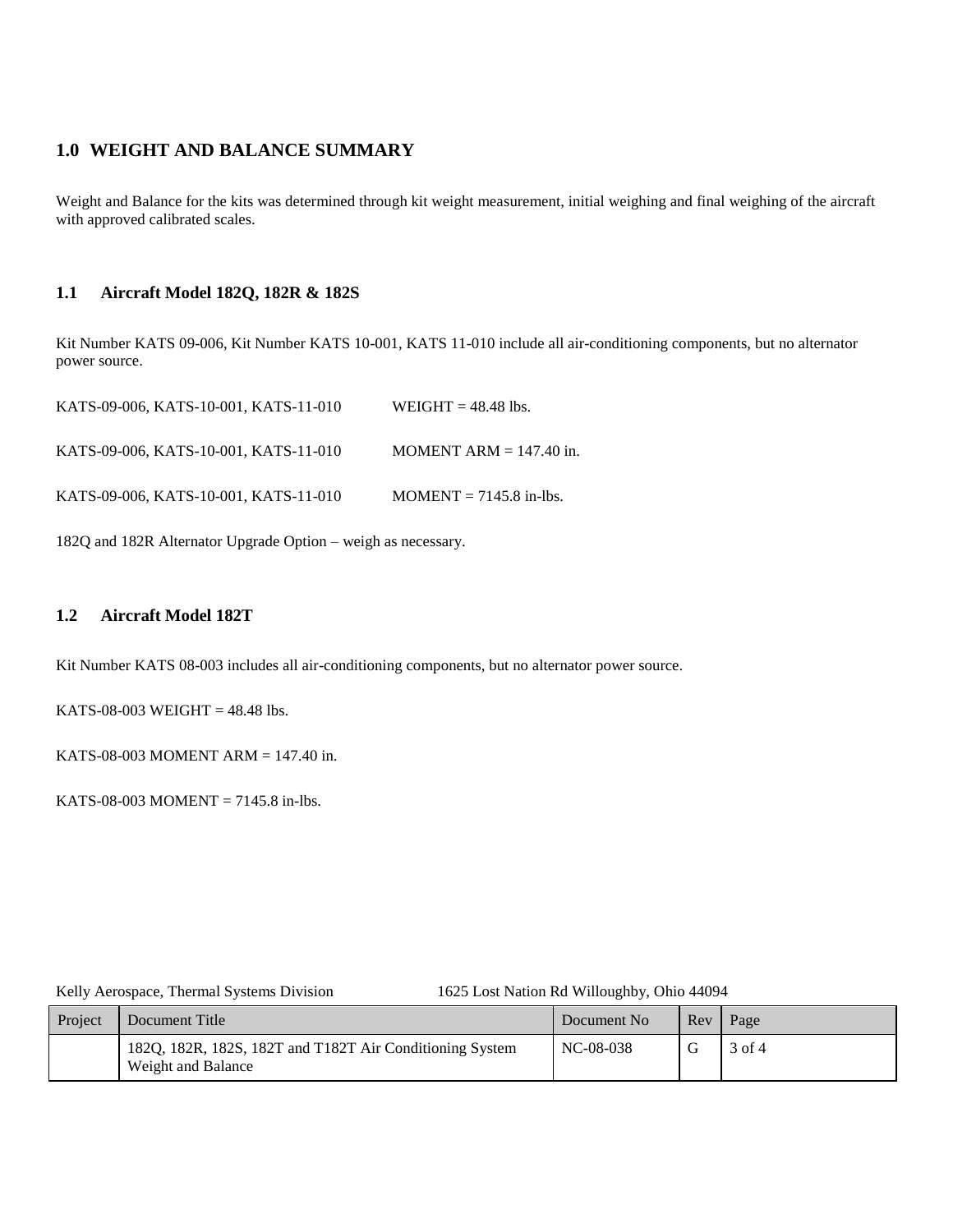# 1.0 WEIGHT AND BALANCE SUMMARY

Weight and Balance for the kits was determined through kit weight measurement, initial weighing and final weighing of the aircraft with approved calibrated scales.

## 1.1 Aircraft Model 182Q, 182R & 182S

Kit Number KATS 09-006, Kit Number KATS 10-001, KATS 11-010 include all air-conditioning components, but no alternator power source.

KATS-09-006, KATS-10-001, KATS-11-010 WEIGHT = 48.48 lbs.

KATS-09-006, KATS-10-001, KATS-11-010 MOMENT ARM = 147.40 in.

KATS-09-006, KATS-10-001, KATS-11-010 MOMENT = 7145.8 in-lbs.

182Q and 182R Alternator Upgrade Option – weigh as necessary.

## 1.2 Aircraft Model 182T

Kit Number KATS 08-003 includes all air-conditioning components, but no alternator power source.

KATS-08-003 WEIGHT = 48.48 lbs.

KATS-08-003 MOMENT ARM = 147.40 in.

KATS-08-003 MOMENT = 7145.8 in-lbs.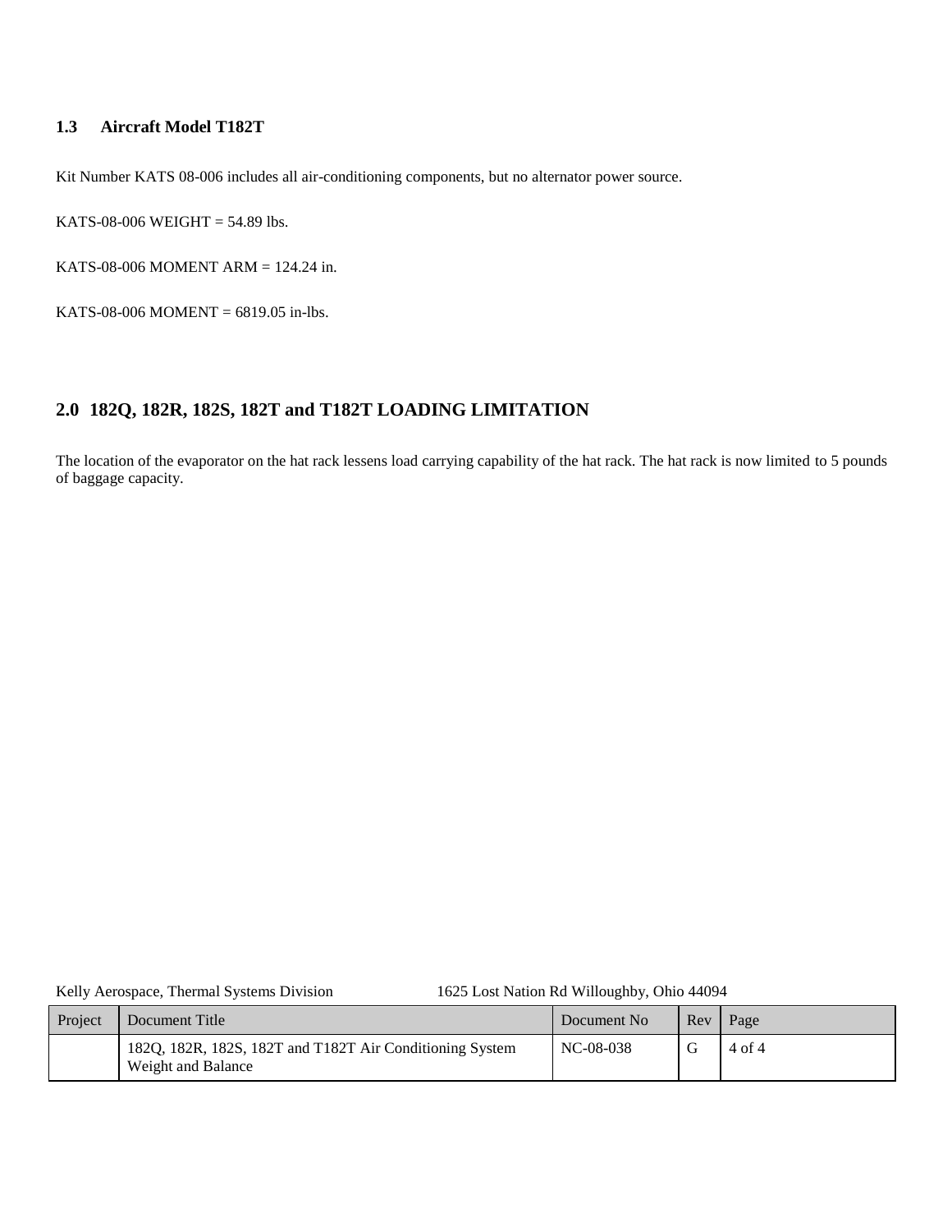### 1.3 Aircraft Model T182T

Kit Number KATS 08-006 includes all air-conditioning components, but no alternator power source.

KATS-08-006 WEIGHT = 54.89 lbs.

KATS-08-006 MOMENT ARM = 124.24 in.

KATS-08-006 MOMENT = 6819.05 in-lbs.

## 2.0 182Q, 182R, 182S, 182T and T182T LOADING LIMITATION

The location of the evaporator on the hat rack lessens load carrying capability of the hat rack. The hat rack is now limited to 5 pounds of baggage capacity.